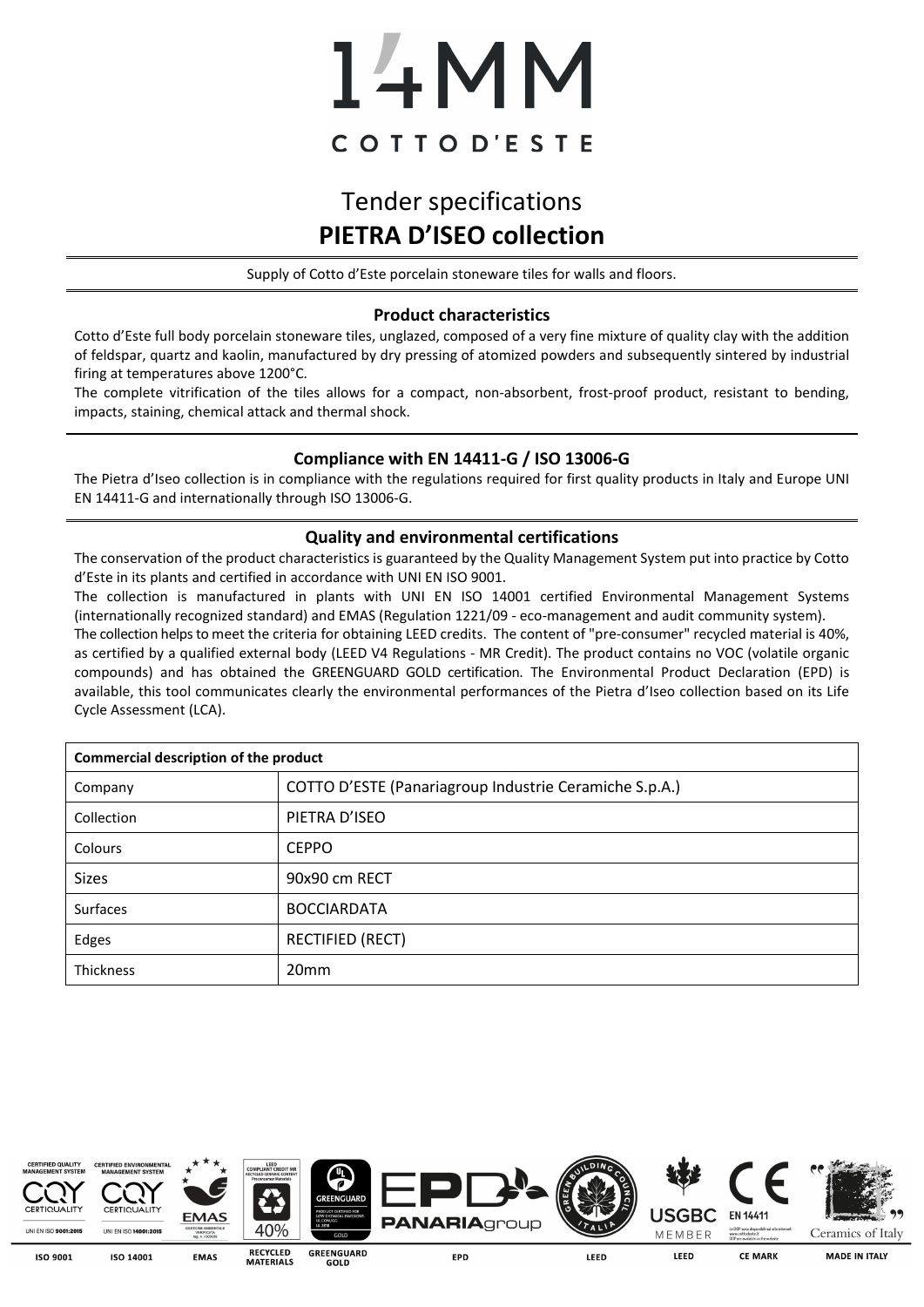# 14MM

COTTO D'ESTE

## Tender specifications
## PIETRA D'ISEO collection

Supply of Cotto d'Este porcelain stoneware tiles for walls and floors.

### Product characteristics

Cotto d'Este full body porcelain stoneware tiles, unglazed, composed of a very fine mixture of quality clay with the addition of feldspar, quartz and kaolin, manufactured by dry pressing of atomized powders and subsequently sintered by industrial firing at temperatures above 1200°C.

The complete vitrification of the tiles allows for a compact, non-absorbent, frost-proof product, resistant to bending, impacts, staining, chemical attack and thermal shock.

### Compliance with EN 14411-G / ISO 13006-G

The Pietra d'Iseo collection is in compliance with the regulations required for first quality products in Italy and Europe UNI EN 14411-G and internationally through ISO 13006-G.

### Quality and environmental certifications

The conservation of the product characteristics is guaranteed by the Quality Management System put into practice by Cotto d'Este in its plants and certified in accordance with UNI EN ISO 9001.

The collection is manufactured in plants with UNI EN ISO 14001 certified Environmental Management Systems (internationally recognized standard) and EMAS (Regulation 1221/09 - eco-management and audit community system).

The collection helps to meet the criteria for obtaining LEED credits. The content of "pre-consumer" recycled material is 40%, as certified by a qualified external body (LEED V4 Regulations - MR Credit). The product contains no VOC (volatile organic compounds) and has obtained the GREENGUARD GOLD certification. The Environmental Product Declaration (EPD) is available, this tool communicates clearly the environmental performances of the Pietra d'Iseo collection based on its Life Cycle Assessment (LCA).

| Commercial description of the product | |
|---|---|
| Company | COTTO D'ESTE (Panariagroup Industrie Ceramiche S.p.A.) |
| Collection | PIETRA D'ISEO |
| Colours | CEPPO |
| Sizes | 90x90 cm RECT |
| Surfaces | BOCCIARDATA |
| Edges | RECTIFIED (RECT) |
| Thickness | 20mm |

ISO 9001 | ISO 14001 | EMAS | RECYCLED MATERIALS | GREENGUARD GOLD | EPD | LEED | LEED | CE MARK | MADE IN ITALY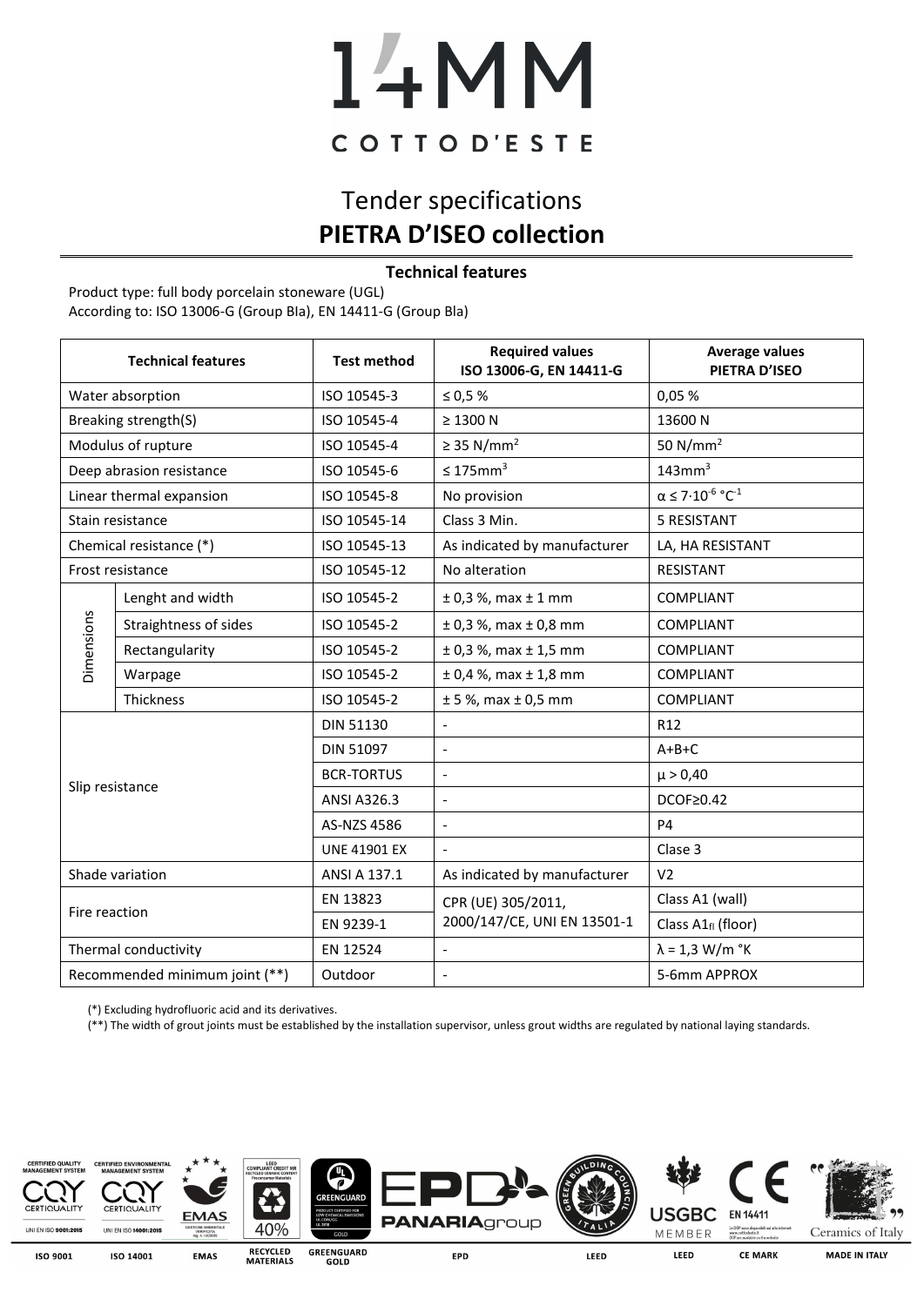# 14MM

COTTO D'ESTE

## Tender specifications
## PIETRA D'ISEO collection

### Technical features

Product type: full body porcelain stoneware (UGL)
According to: ISO 13006-G (Group BIa), EN 14411-G (Group BIa)

| Technical features | | Test method | Required values ISO 13006-G, EN 14411-G | Average values PIETRA D'ISEO |
|---|---|---|---|---|
| Water absorption | | ISO 10545-3 | ≤ 0,5 % | 0,05 % |
| Breaking strength(S) | | ISO 10545-4 | ≥ 1300 N | 13600 N |
| Modulus of rupture | | ISO 10545-4 | ≥ 35 N/mm$^2$ | 50 N/mm$^2$ |
| Deep abrasion resistance | | ISO 10545-6 | ≤ 175mm$^3$ | 143mm$^3$ |
| Linear thermal expansion | | ISO 10545-8 | No provision | $\alpha \leq 7 \cdot 10^{-6}$ °C$^{-1}$ |
| Stain resistance | | ISO 10545-14 | Class 3 Min. | 5 RESISTANT |
| Chemical resistance (*) | | ISO 10545-13 | As indicated by manufacturer | LA, HA RESISTANT |
| Frost resistance | | ISO 10545-12 | No alteration | RESISTANT |
| Dimensions | Lenght and width | ISO 10545-2 | ± 0,3 %, max ± 1 mm | COMPLIANT |
| | Straightness of sides | ISO 10545-2 | ± 0,3 %, max ± 0,8 mm | COMPLIANT |
| | Rectangularity | ISO 10545-2 | ± 0,3 %, max ± 1,5 mm | COMPLIANT |
| | Warpage | ISO 10545-2 | ± 0,4 %, max ± 1,8 mm | COMPLIANT |
| | Thickness | ISO 10545-2 | ± 5 %, max ± 0,5 mm | COMPLIANT |
| Slip resistance | | DIN 51130 | - | R12 |
| | | DIN 51097 | - | A+B+C |
| | | BCR-TORTUS | - | µ > 0,40 |
| | | ANSI A326.3 | - | DCOF≥0.42 |
| | | AS-NZS 4586 | - | P4 |
| | | UNE 41901 EX | - | Clase 3 |
| Shade variation | | ANSI A 137.1 | As indicated by manufacturer | V2 |
| Fire reaction | | EN 13823 | CPR (UE) 305/2011, 2000/147/CE, UNI EN 13501-1 | Class A1 (wall) |
| | | EN 9239-1 | | Class A1$_{fl}$ (floor) |
| Thermal conductivity | | EN 12524 | - | λ = 1,3 W/m °K |
| Recommended minimum joint (**) | | Outdoor | - | 5-6mm APPROX |

(*) Excluding hydrofluoric acid and its derivatives.
(**) The width of grout joints must be established by the installation supervisor, unless grout widths are regulated by national laying standards.

ISO 9001 | ISO 14001 | EMAS | RECYCLED MATERIALS | GREENGUARD GOLD | EPD | LEED | LEED | CE MARK | MADE IN ITALY